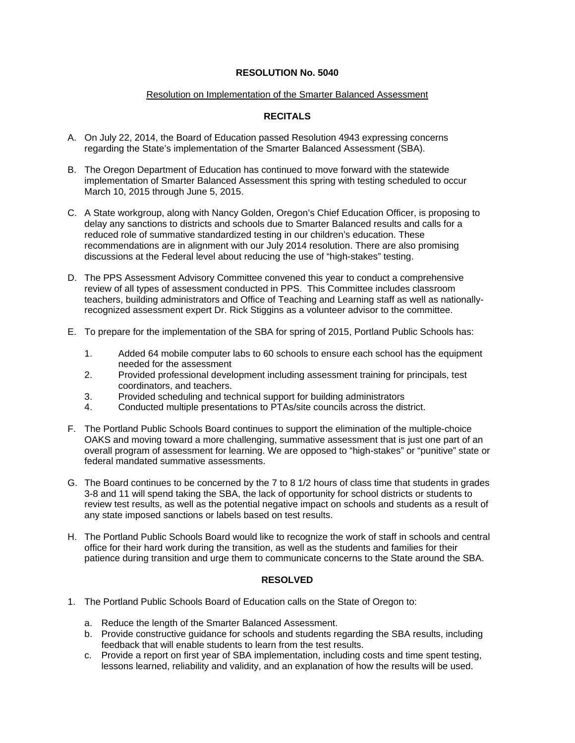# RESOLUTION No. 5040

## Resolution on Implementation of the Smarter Balanced Assessment

### RECITALS

A. On July 22, 2014, the Board of Education passed Resolution 4943 expressing concerns regarding the State's implementation of the Smarter Balanced Assessment (SBA).

B. The Oregon Department of Education has continued to move forward with the statewide implementation of Smarter Balanced Assessment this spring with testing scheduled to occur March 10, 2015 through June 5, 2015.

C. A State workgroup, along with Nancy Golden, Oregon's Chief Education Officer, is proposing to delay any sanctions to districts and schools due to Smarter Balanced results and calls for a reduced role of summative standardized testing in our children's education. These recommendations are in alignment with our July 2014 resolution. There are also promising discussions at the Federal level about reducing the use of "high-stakes" testing.

D. The PPS Assessment Advisory Committee convened this year to conduct a comprehensive review of all types of assessment conducted in PPS. This Committee includes classroom teachers, building administrators and Office of Teaching and Learning staff as well as nationally-recognized assessment expert Dr. Rick Stiggins as a volunteer advisor to the committee.

E. To prepare for the implementation of the SBA for spring of 2015, Portland Public Schools has:

   1. Added 64 mobile computer labs to 60 schools to ensure each school has the equipment needed for the assessment
   2. Provided professional development including assessment training for principals, test coordinators, and teachers.
   3. Provided scheduling and technical support for building administrators
   4. Conducted multiple presentations to PTAs/site councils across the district.

F. The Portland Public Schools Board continues to support the elimination of the multiple-choice OAKS and moving toward a more challenging, summative assessment that is just one part of an overall program of assessment for learning. We are opposed to "high-stakes" or "punitive" state or federal mandated summative assessments.

G. The Board continues to be concerned by the 7 to 8 1/2 hours of class time that students in grades 3-8 and 11 will spend taking the SBA, the lack of opportunity for school districts or students to review test results, as well as the potential negative impact on schools and students as a result of any state imposed sanctions or labels based on test results.

H. The Portland Public Schools Board would like to recognize the work of staff in schools and central office for their hard work during the transition, as well as the students and families for their patience during transition and urge them to communicate concerns to the State around the SBA.

### RESOLVED

1. The Portland Public Schools Board of Education calls on the State of Oregon to:

   a. Reduce the length of the Smarter Balanced Assessment.
   b. Provide constructive guidance for schools and students regarding the SBA results, including feedback that will enable students to learn from the test results.
   c. Provide a report on first year of SBA implementation, including costs and time spent testing, lessons learned, reliability and validity, and an explanation of how the results will be used.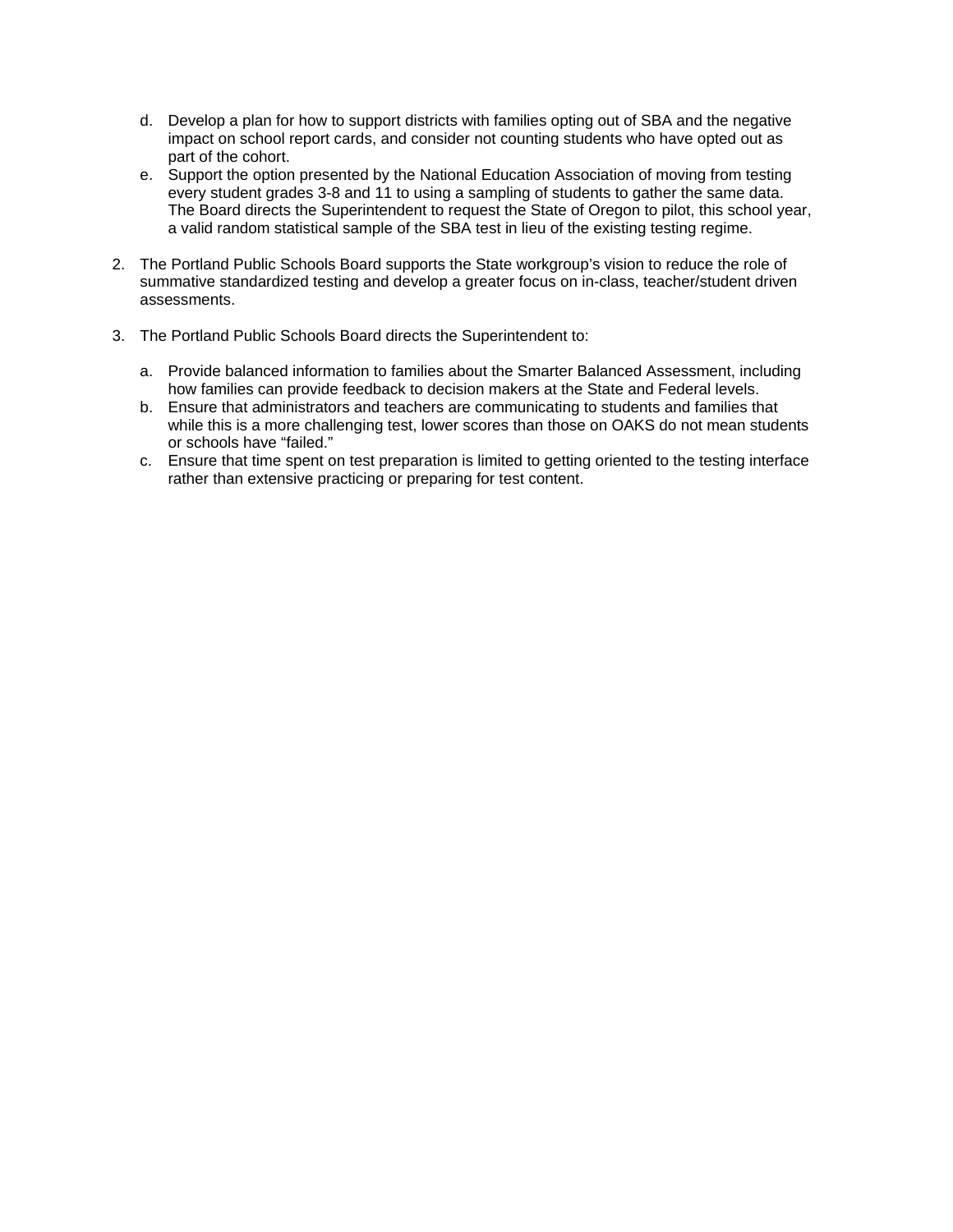d. Develop a plan for how to support districts with families opting out of SBA and the negative impact on school report cards, and consider not counting students who have opted out as part of the cohort.
e. Support the option presented by the National Education Association of moving from testing every student grades 3-8 and 11 to using a sampling of students to gather the same data. The Board directs the Superintendent to request the State of Oregon to pilot, this school year, a valid random statistical sample of the SBA test in lieu of the existing testing regime.

2. The Portland Public Schools Board supports the State workgroup's vision to reduce the role of summative standardized testing and develop a greater focus on in-class, teacher/student driven assessments.

3. The Portland Public Schools Board directs the Superintendent to:

   a. Provide balanced information to families about the Smarter Balanced Assessment, including how families can provide feedback to decision makers at the State and Federal levels.
   b. Ensure that administrators and teachers are communicating to students and families that while this is a more challenging test, lower scores than those on OAKS do not mean students or schools have "failed."
   c. Ensure that time spent on test preparation is limited to getting oriented to the testing interface rather than extensive practicing or preparing for test content.